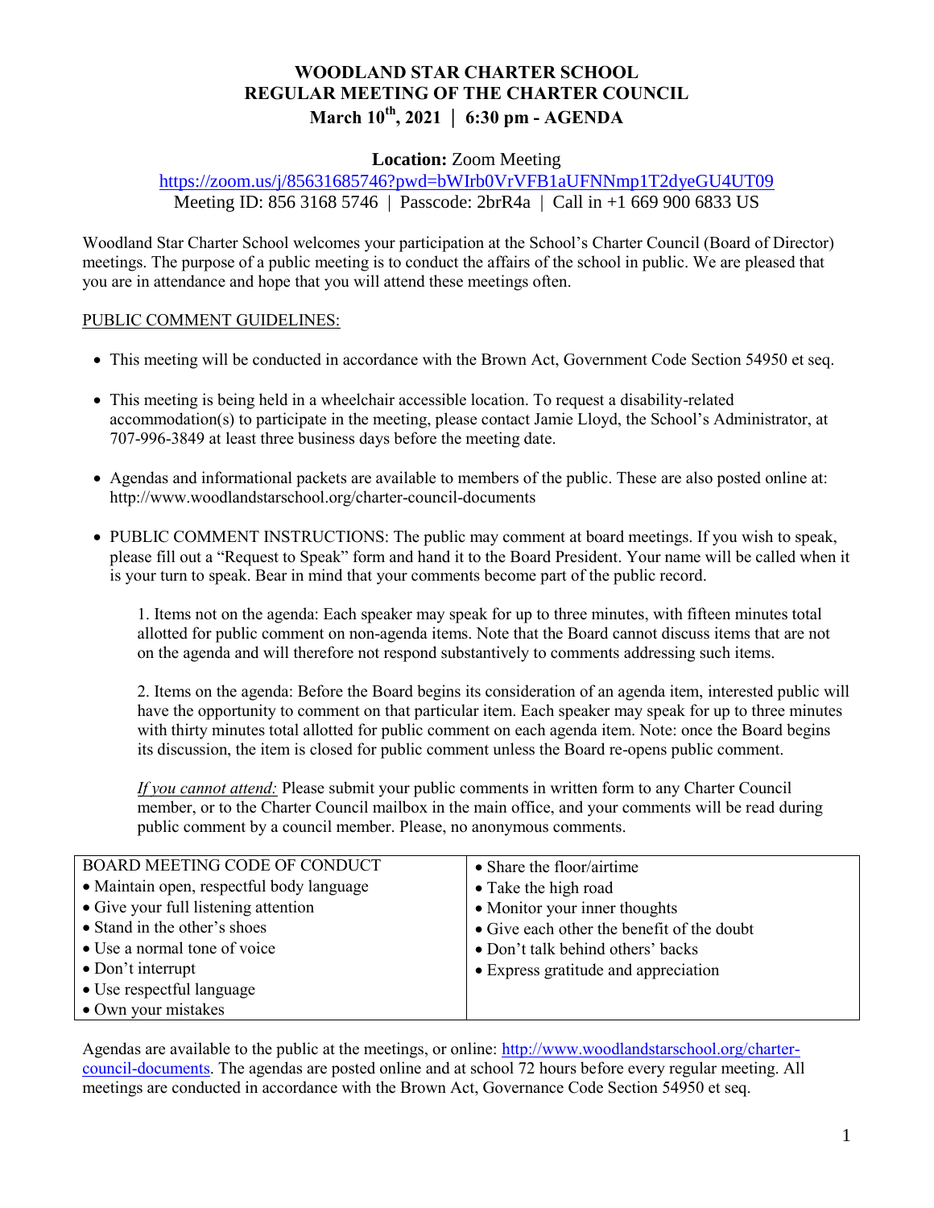# WOODLAND STAR CHARTER SCHOOL
# REGULAR MEETING OF THE CHARTER COUNCIL
# March 10th, 2021 | 6:30 pm - AGENDA

**Location:** Zoom Meeting

https://zoom.us/j/85631685746?pwd=bWIrb0VrVFB1aUFNNmp1T2dyeGU4UT09

Meeting ID: 856 3168 5746 | Passcode: 2brR4a | Call in +1 669 900 6833 US

Woodland Star Charter School welcomes your participation at the School's Charter Council (Board of Director) meetings. The purpose of a public meeting is to conduct the affairs of the school in public. We are pleased that you are in attendance and hope that you will attend these meetings often.

PUBLIC COMMENT GUIDELINES:

- This meeting will be conducted in accordance with the Brown Act, Government Code Section 54950 et seq.
- This meeting is being held in a wheelchair accessible location. To request a disability-related accommodation(s) to participate in the meeting, please contact Jamie Lloyd, the School's Administrator, at 707-996-3849 at least three business days before the meeting date.
- Agendas and informational packets are available to members of the public. These are also posted online at: http://www.woodlandstarschool.org/charter-council-documents
- PUBLIC COMMENT INSTRUCTIONS: The public may comment at board meetings. If you wish to speak, please fill out a "Request to Speak" form and hand it to the Board President. Your name will be called when it is your turn to speak. Bear in mind that your comments become part of the public record.

  1. Items not on the agenda: Each speaker may speak for up to three minutes, with fifteen minutes total allotted for public comment on non-agenda items. Note that the Board cannot discuss items that are not on the agenda and will therefore not respond substantively to comments addressing such items.

  2. Items on the agenda: Before the Board begins its consideration of an agenda item, interested public will have the opportunity to comment on that particular item. Each speaker may speak for up to three minutes with thirty minutes total allotted for public comment on each agenda item. Note: once the Board begins its discussion, the item is closed for public comment unless the Board re-opens public comment.

  *If you cannot attend:* Please submit your public comments in written form to any Charter Council member, or to the Charter Council mailbox in the main office, and your comments will be read during public comment by a council member. Please, no anonymous comments.

| BOARD MEETING CODE OF CONDUCT | • Share the floor/airtime |
|---|---|
| • Maintain open, respectful body language | • Take the high road |
| • Give your full listening attention | • Monitor your inner thoughts |
| • Stand in the other's shoes | • Give each other the benefit of the doubt |
| • Use a normal tone of voice | • Don't talk behind others' backs |
| • Don't interrupt | • Express gratitude and appreciation |
| • Use respectful language | |
| • Own your mistakes | |

Agendas are available to the public at the meetings, or online: http://www.woodlandstarschool.org/charter-council-documents. The agendas are posted online and at school 72 hours before every regular meeting. All meetings are conducted in accordance with the Brown Act, Governance Code Section 54950 et seq.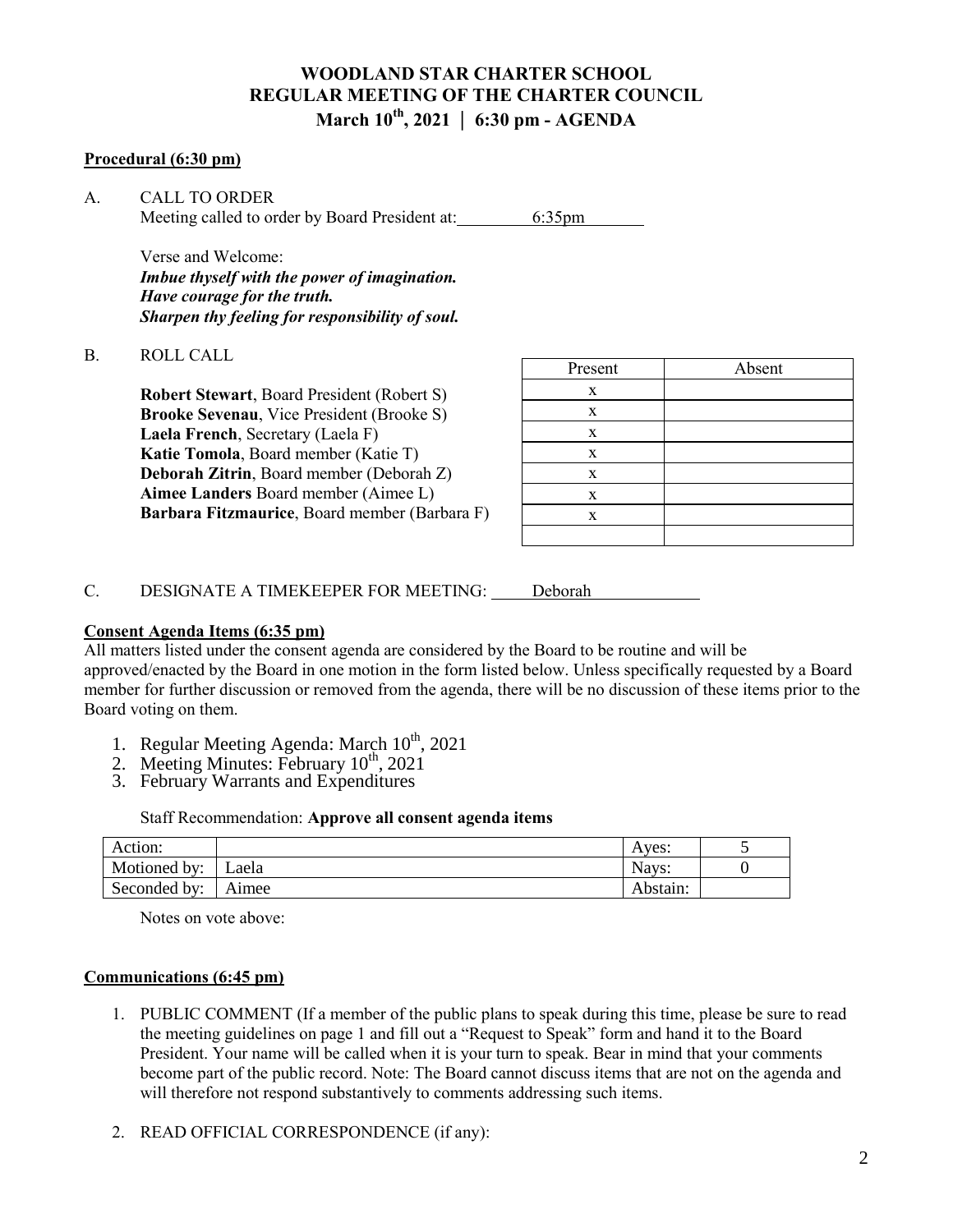# WOODLAND STAR CHARTER SCHOOL
## REGULAR MEETING OF THE CHARTER COUNCIL
### March 10th, 2021 | 6:30 pm - AGENDA

**Procedural (6:30 pm)**

A. CALL TO ORDER
Meeting called to order by Board President at: 6:35pm

Verse and Welcome:
***Imbue thyself with the power of imagination.***
***Have courage for the truth.***
***Sharpen thy feeling for responsibility of soul.***

B. ROLL CALL

| | Present | Absent |
|---|---|---|
| **Robert Stewart**, Board President (Robert S) | x | |
| **Brooke Sevenau**, Vice President (Brooke S) | x | |
| **Laela French**, Secretary (Laela F) | x | |
| **Katie Tomola**, Board member (Katie T) | x | |
| **Deborah Zitrin**, Board member (Deborah Z) | x | |
| **Aimee Landers** Board member (Aimee L) | x | |
| **Barbara Fitzmaurice**, Board member (Barbara F) | x | |
| | | |

C. DESIGNATE A TIMEKEEPER FOR MEETING: Deborah

**Consent Agenda Items (6:35 pm)**

All matters listed under the consent agenda are considered by the Board to be routine and will be approved/enacted by the Board in one motion in the form listed below. Unless specifically requested by a Board member for further discussion or removed from the agenda, there will be no discussion of these items prior to the Board voting on them.

1. Regular Meeting Agenda: March 10th, 2021
2. Meeting Minutes: February 10th, 2021
3. February Warrants and Expenditures

Staff Recommendation: **Approve all consent agenda items**

| Action: | | Ayes: | 5 |
|---|---|---|---|
| Motioned by: | Laela | Nays: | 0 |
| Seconded by: | Aimee | Abstain: | |

Notes on vote above:

**Communications (6:45 pm)**

1. PUBLIC COMMENT (If a member of the public plans to speak during this time, please be sure to read the meeting guidelines on page 1 and fill out a "Request to Speak" form and hand it to the Board President. Your name will be called when it is your turn to speak. Bear in mind that your comments become part of the public record. Note: The Board cannot discuss items that are not on the agenda and will therefore not respond substantively to comments addressing such items.
2. READ OFFICIAL CORRESPONDENCE (if any):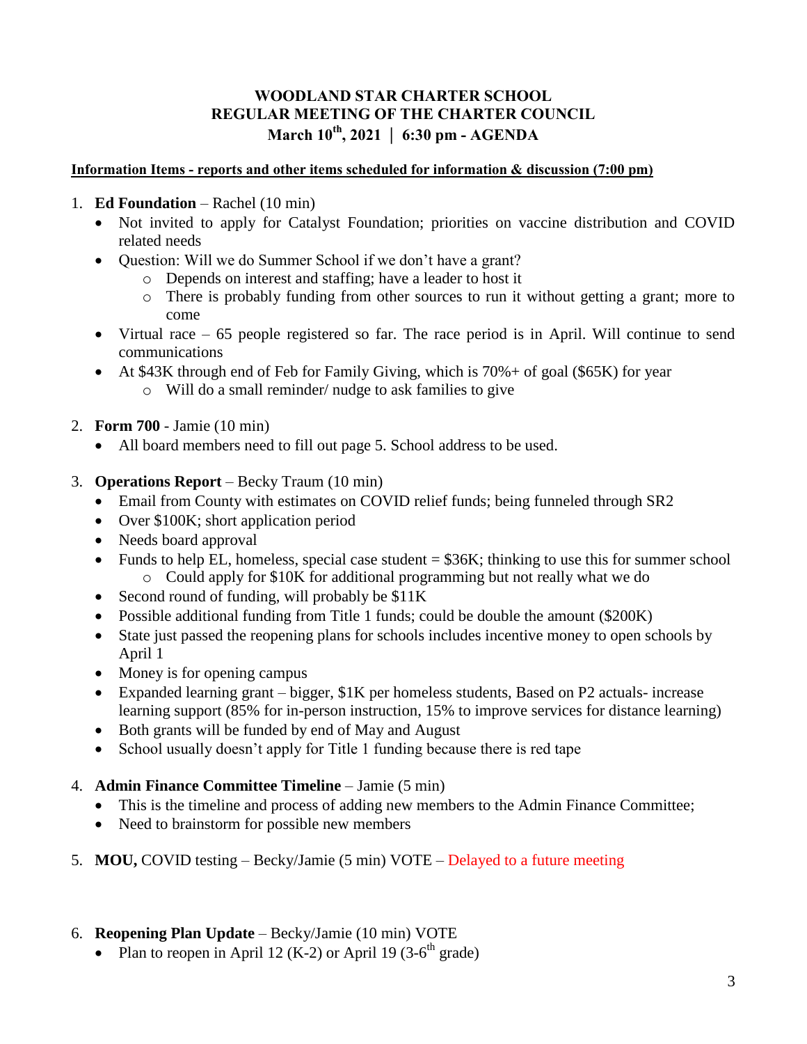# WOODLAND STAR CHARTER SCHOOL
## REGULAR MEETING OF THE CHARTER COUNCIL
### March 10th, 2021 | 6:30 pm - AGENDA

**Information Items - reports and other items scheduled for information & discussion (7:00 pm)**

1. **Ed Foundation** – Rachel (10 min)
   - Not invited to apply for Catalyst Foundation; priorities on vaccine distribution and COVID related needs
   - Question: Will we do Summer School if we don't have a grant?
     - Depends on interest and staffing; have a leader to host it
     - There is probably funding from other sources to run it without getting a grant; more to come
   - Virtual race – 65 people registered so far. The race period is in April. Will continue to send communications
   - At $43K through end of Feb for Family Giving, which is 70%+ of goal ($65K) for year
     - Will do a small reminder/ nudge to ask families to give

2. **Form 700** - Jamie (10 min)
   - All board members need to fill out page 5. School address to be used.

3. **Operations Report** – Becky Traum (10 min)
   - Email from County with estimates on COVID relief funds; being funneled through SR2
   - Over $100K; short application period
   - Needs board approval
   - Funds to help EL, homeless, special case student = $36K; thinking to use this for summer school
     - Could apply for $10K for additional programming but not really what we do
   - Second round of funding, will probably be $11K
   - Possible additional funding from Title 1 funds; could be double the amount ($200K)
   - State just passed the reopening plans for schools includes incentive money to open schools by April 1
   - Money is for opening campus
   - Expanded learning grant – bigger, $1K per homeless students, Based on P2 actuals- increase learning support (85% for in-person instruction, 15% to improve services for distance learning)
   - Both grants will be funded by end of May and August
   - School usually doesn't apply for Title 1 funding because there is red tape

4. **Admin Finance Committee Timeline** – Jamie (5 min)
   - This is the timeline and process of adding new members to the Admin Finance Committee;
   - Need to brainstorm for possible new members

5. **MOU,** COVID testing – Becky/Jamie (5 min) VOTE – Delayed to a future meeting

6. **Reopening Plan Update** – Becky/Jamie (10 min) VOTE
   - Plan to reopen in April 12 (K-2) or April 19 (3-6th grade)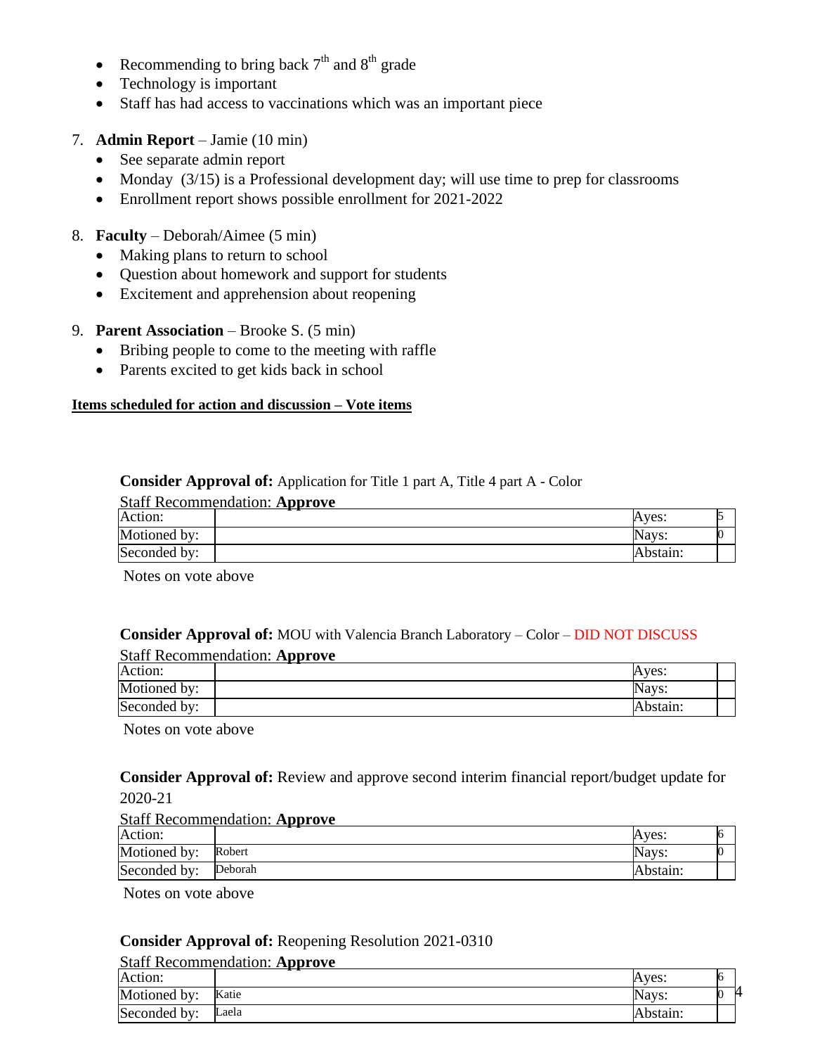- Recommending to bring back 7th and 8th grade
- Technology is important
- Staff has had access to vaccinations which was an important piece

7. **Admin Report** – Jamie (10 min)
   - See separate admin report
   - Monday (3/15) is a Professional development day; will use time to prep for classrooms
   - Enrollment report shows possible enrollment for 2021-2022

8. **Faculty** – Deborah/Aimee (5 min)
   - Making plans to return to school
   - Question about homework and support for students
   - Excitement and apprehension about reopening

9. **Parent Association** – Brooke S. (5 min)
   - Bribing people to come to the meeting with raffle
   - Parents excited to get kids back in school

**Items scheduled for action and discussion – Vote items**

**Consider Approval of:** Application for Title 1 part A, Title 4 part A - Color

Staff Recommendation: **Approve**

| Action: | | Ayes: | 5 |
|---|---|---|---|
| Motioned by: | | Nays: | 0 |
| Seconded by: | | Abstain: | |

Notes on vote above

**Consider Approval of:** MOU with Valencia Branch Laboratory – Color – DID NOT DISCUSS

Staff Recommendation: **Approve**

| Action: | | Ayes: | |
|---|---|---|---|
| Motioned by: | | Nays: | |
| Seconded by: | | Abstain: | |

Notes on vote above

**Consider Approval of:** Review and approve second interim financial report/budget update for 2020-21

Staff Recommendation: **Approve**

| Action: | | Ayes: | 6 |
|---|---|---|---|
| Motioned by: | Robert | Nays: | 0 |
| Seconded by: | Deborah | Abstain: | |

Notes on vote above

**Consider Approval of:** Reopening Resolution 2021-0310

Staff Recommendation: **Approve**

| Action: | | Ayes: | 6 |
|---|---|---|---|
| Motioned by: | Katie | Nays: | 0 |
| Seconded by: | Laela | Abstain: | |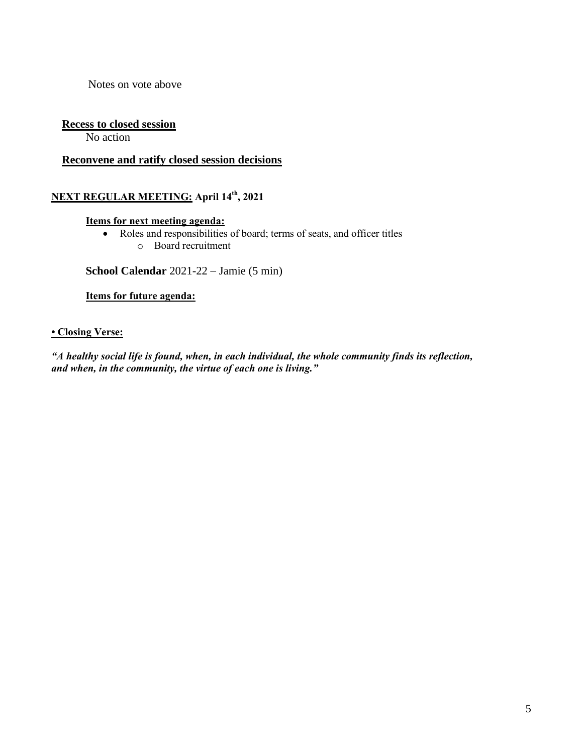Notes on vote above

**Recess to closed session**

No action

**Reconvene and ratify closed session decisions**

**NEXT REGULAR MEETING: April 14th, 2021**

**Items for next meeting agenda:**

- Roles and responsibilities of board; terms of seats, and officer titles
  - Board recruitment

**School Calendar** 2021-22 – Jamie (5 min)

**Items for future agenda:**

**• Closing Verse:**

***"A healthy social life is found, when, in each individual, the whole community finds its reflection, and when, in the community, the virtue of each one is living."***